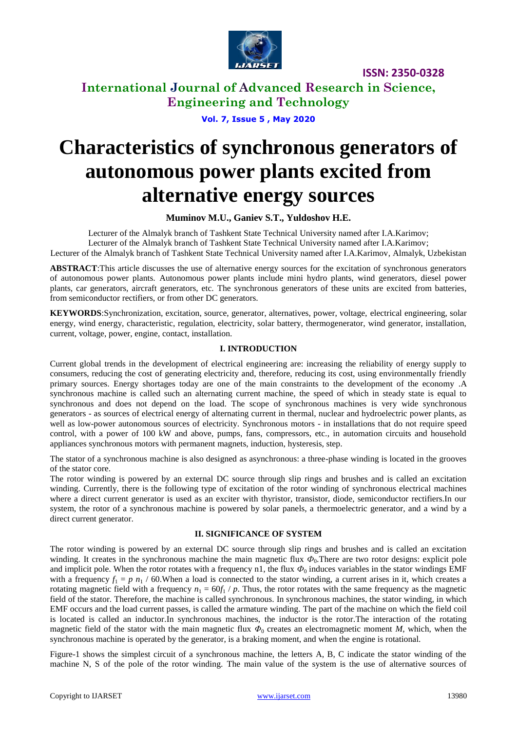# Characteristics of synchronous generators of autonomous power plants excited from alternative energy sources

**Muminov M.U., Ganiev S.T., Yuldoshov H.E.**

Lecturer of the Almalyk branch of Tashkent State Technical University named after I.A.Karimov;
Lecturer of the Almalyk branch of Tashkent State Technical University named after I.A.Karimov;
Lecturer of the Almalyk branch of Tashkent State Technical University named after I.A.Karimov, Almalyk, Uzbekistan

**ABSTRACT**:This article discusses the use of alternative energy sources for the excitation of synchronous generators of autonomous power plants. Autonomous power plants include mini hydro plants, wind generators, diesel power plants, car generators, aircraft generators, etc. The synchronous generators of these units are excited from batteries, from semiconductor rectifiers, or from other DC generators.

**KEYWORDS**:Synchronization, excitation, source, generator, alternatives, power, voltage, electrical engineering, solar energy, wind energy, characteristic, regulation, electricity, solar battery, thermogenerator, wind generator, installation, current, voltage, power, engine, contact, installation.

## I. INTRODUCTION

Current global trends in the development of electrical engineering are: increasing the reliability of energy supply to consumers, reducing the cost of generating electricity and, therefore, reducing its cost, using environmentally friendly primary sources. Energy shortages today are one of the main constraints to the development of the economy .A synchronous machine is called such an alternating current machine, the speed of which in steady state is equal to synchronous and does not depend on the load. The scope of synchronous machines is very wide synchronous generators - as sources of electrical energy of alternating current in thermal, nuclear and hydroelectric power plants, as well as low-power autonomous sources of electricity. Synchronous motors - in installations that do not require speed control, with a power of 100 kW and above, pumps, fans, compressors, etc., in automation circuits and household appliances synchronous motors with permanent magnets, induction, hysteresis, step.

The stator of a synchronous machine is also designed as asynchronous: a three-phase winding is located in the grooves of the stator core.
The rotor winding is powered by an external DC source through slip rings and brushes and is called an excitation winding. Currently, there is the following type of excitation of the rotor winding of synchronous electrical machines where a direct current generator is used as an exciter with thyristor, transistor, diode, semiconductor rectifiers.In our system, the rotor of a synchronous machine is powered by solar panels, a thermoelectric generator, and a wind by a direct current generator.

## II. SIGNIFICANCE OF SYSTEM

The rotor winding is powered by an external DC source through slip rings and brushes and is called an excitation winding. It creates in the synchronous machine the main magnetic flux $\Phi_0$.There are two rotor designs: explicit pole and implicit pole. When the rotor rotates with a frequency n1, the flux $\Phi_0$ induces variables in the stator windings EMF with a frequency $f_1 = p\ n_1 / 60$.When a load is connected to the stator winding, a current arises in it, which creates a rotating magnetic field with a frequency $n_1 = 60f_1 / p$. Thus, the rotor rotates with the same frequency as the magnetic field of the stator. Therefore, the machine is called synchronous. In synchronous machines, the stator winding, in which EMF occurs and the load current passes, is called the armature winding. The part of the machine on which the field coil is located is called an inductor.In synchronous machines, the inductor is the rotor.The interaction of the rotating magnetic field of the stator with the main magnetic flux $\Phi_0$ creates an electromagnetic moment *M*, which, when the synchronous machine is operated by the generator, is a braking moment, and when the engine is rotational.

Figure-1 shows the simplest circuit of a synchronous machine, the letters A, B, C indicate the stator winding of the machine N, S of the pole of the rotor winding. The main value of the system is the use of alternative sources of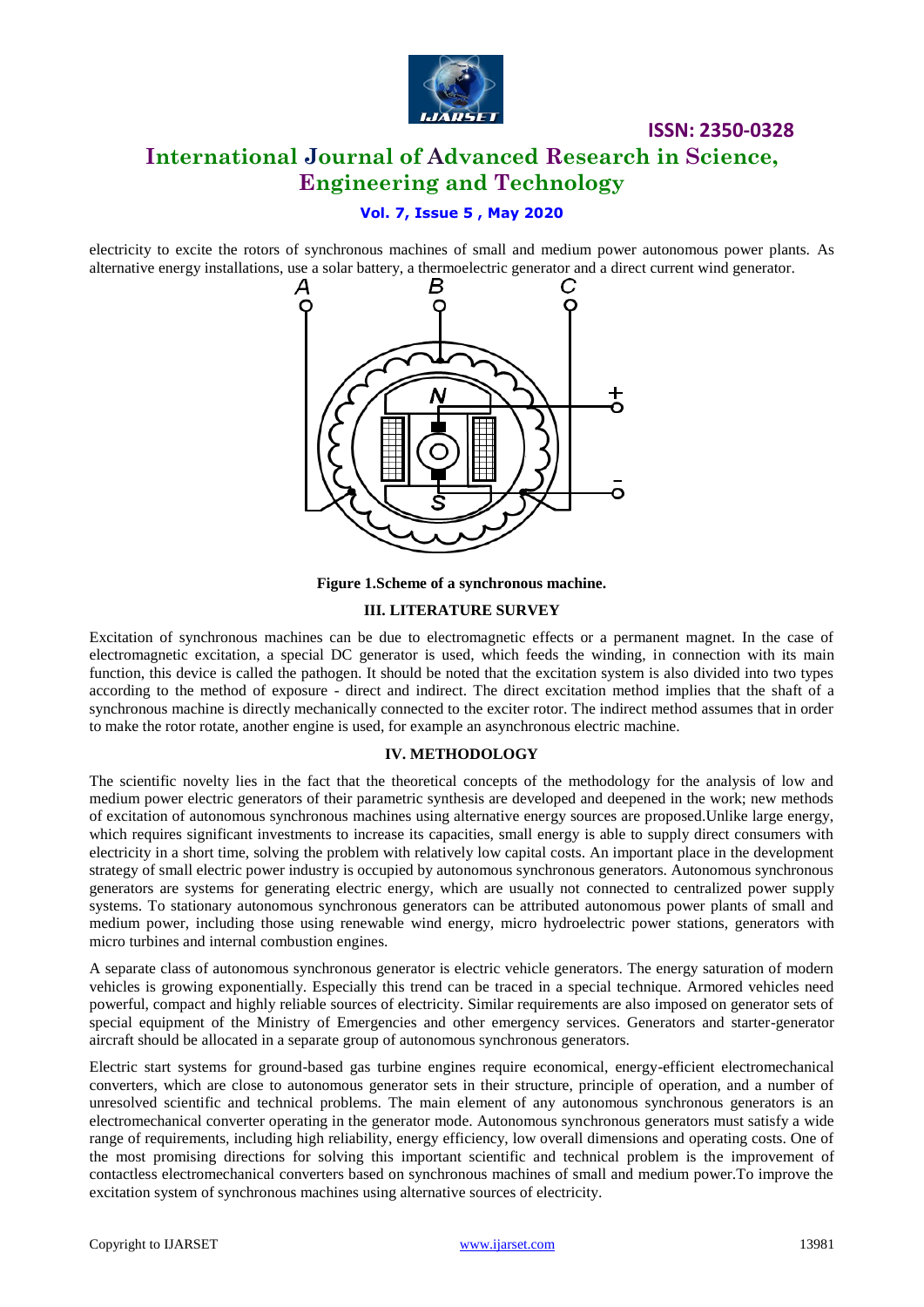electricity to excite the rotors of synchronous machines of small and medium power autonomous power plants. As alternative energy installations, use a solar battery, a thermoelectric generator and a direct current wind generator.

**Figure 1.Scheme of a synchronous machine.**

## III. LITERATURE SURVEY

Excitation of synchronous machines can be due to electromagnetic effects or a permanent magnet. In the case of electromagnetic excitation, a special DC generator is used, which feeds the winding, in connection with its main function, this device is called the pathogen. It should be noted that the excitation system is also divided into two types according to the method of exposure - direct and indirect. The direct excitation method implies that the shaft of a synchronous machine is directly mechanically connected to the exciter rotor. The indirect method assumes that in order to make the rotor rotate, another engine is used, for example an asynchronous electric machine.

## IV. METHODOLOGY

The scientific novelty lies in the fact that the theoretical concepts of the methodology for the analysis of low and medium power electric generators of their parametric synthesis are developed and deepened in the work; new methods of excitation of autonomous synchronous machines using alternative energy sources are proposed.Unlike large energy, which requires significant investments to increase its capacities, small energy is able to supply direct consumers with electricity in a short time, solving the problem with relatively low capital costs. An important place in the development strategy of small electric power industry is occupied by autonomous synchronous generators. Autonomous synchronous generators are systems for generating electric energy, which are usually not connected to centralized power supply systems. To stationary autonomous synchronous generators can be attributed autonomous power plants of small and medium power, including those using renewable wind energy, micro hydroelectric power stations, generators with micro turbines and internal combustion engines.

A separate class of autonomous synchronous generator is electric vehicle generators. The energy saturation of modern vehicles is growing exponentially. Especially this trend can be traced in a special technique. Armored vehicles need powerful, compact and highly reliable sources of electricity. Similar requirements are also imposed on generator sets of special equipment of the Ministry of Emergencies and other emergency services. Generators and starter-generator aircraft should be allocated in a separate group of autonomous synchronous generators.

Electric start systems for ground-based gas turbine engines require economical, energy-efficient electromechanical converters, which are close to autonomous generator sets in their structure, principle of operation, and a number of unresolved scientific and technical problems. The main element of any autonomous synchronous generators is an electromechanical converter operating in the generator mode. Autonomous synchronous generators must satisfy a wide range of requirements, including high reliability, energy efficiency, low overall dimensions and operating costs. One of the most promising directions for solving this important scientific and technical problem is the improvement of contactless electromechanical converters based on synchronous machines of small and medium power.To improve the excitation system of synchronous machines using alternative sources of electricity.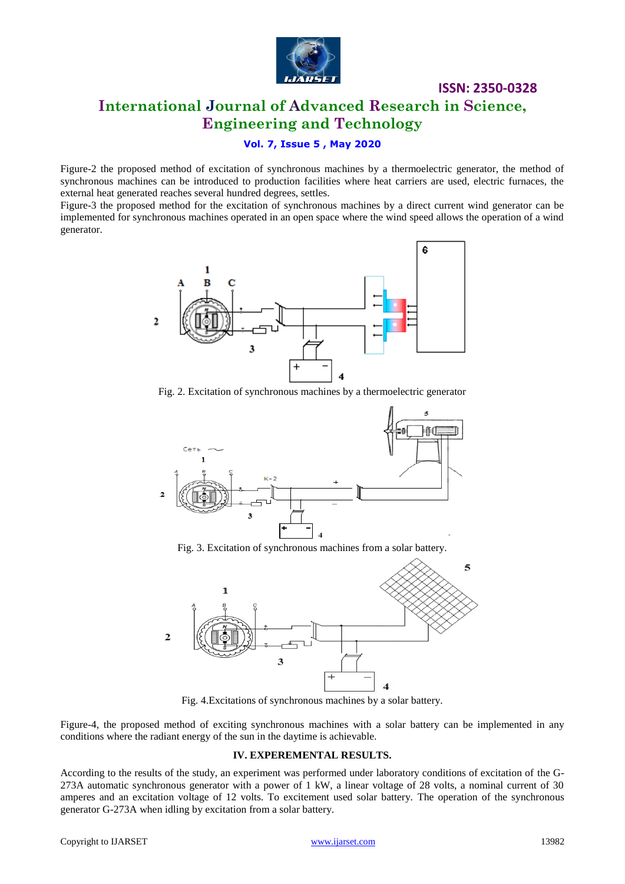Figure-2 the proposed method of excitation of synchronous machines by a thermoelectric generator, the method of synchronous machines can be introduced to production facilities where heat carriers are used, electric furnaces, the external heat generated reaches several hundred degrees, settles.

Figure-3 the proposed method for the excitation of synchronous machines by a direct current wind generator can be implemented for synchronous machines operated in an open space where the wind speed allows the operation of a wind generator.

Fig. 2. Excitation of synchronous machines by a thermoelectric generator

Fig. 3. Excitation of synchronous machines from a solar battery.

Fig. 4.Excitations of synchronous machines by a solar battery.

Figure-4, the proposed method of exciting synchronous machines with a solar battery can be implemented in any conditions where the radiant energy of the sun in the daytime is achievable.

## IV. EXPEREMENTAL RESULTS.

According to the results of the study, an experiment was performed under laboratory conditions of excitation of the G-273A automatic synchronous generator with a power of 1 kW, a linear voltage of 28 volts, a nominal current of 30 amperes and an excitation voltage of 12 volts. To excitement used solar battery. The operation of the synchronous generator G-273A when idling by excitation from a solar battery.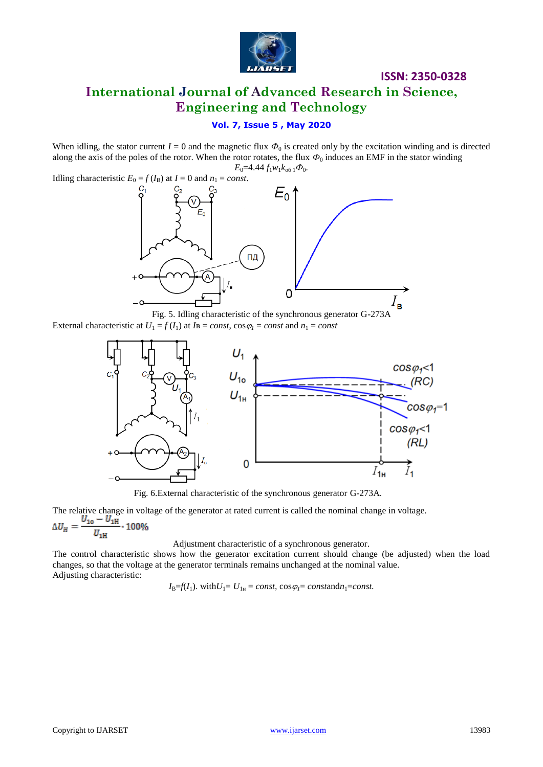When idling, the stator current $I = 0$ and the magnetic flux $\Phi_0$ is created only by the excitation winding and is directed along the axis of the poles of the rotor. When the rotor rotates, the flux $\Phi_0$ induces an EMF in the stator winding

$$E_0 = 4.44\, f_1 w_1 k_{об\,1} \Phi_0.$$

Idling characteristic $E_0 = f\,(I_В)$ at $I = 0$ and $n_1 = const$.

Fig. 5. Idling characteristic of the synchronous generator G-273A

External characteristic at $U_1 = f\,(I_1)$ at $I_В = const$, $\cos\varphi_1 = const$ and $n_1 = const$

Fig. 6.External characteristic of the synchronous generator G-273A.

The relative change in voltage of the generator at rated current is called the nominal change in voltage.

$$\Delta U_H = \frac{U_{10} - U_{1H}}{U_{1H}} \cdot 100\%$$

Adjustment characteristic of a synchronous generator.

The control characteristic shows how the generator excitation current should change (be adjusted) when the load changes, so that the voltage at the generator terminals remains unchanged at the nominal value.

Adjusting characteristic:

$$I_В = f(I_1).\ \text{with}\ U_1 = U_{1н} = const,\ \cos\varphi_1 = const\ \text{and}\ n_1 = const.$$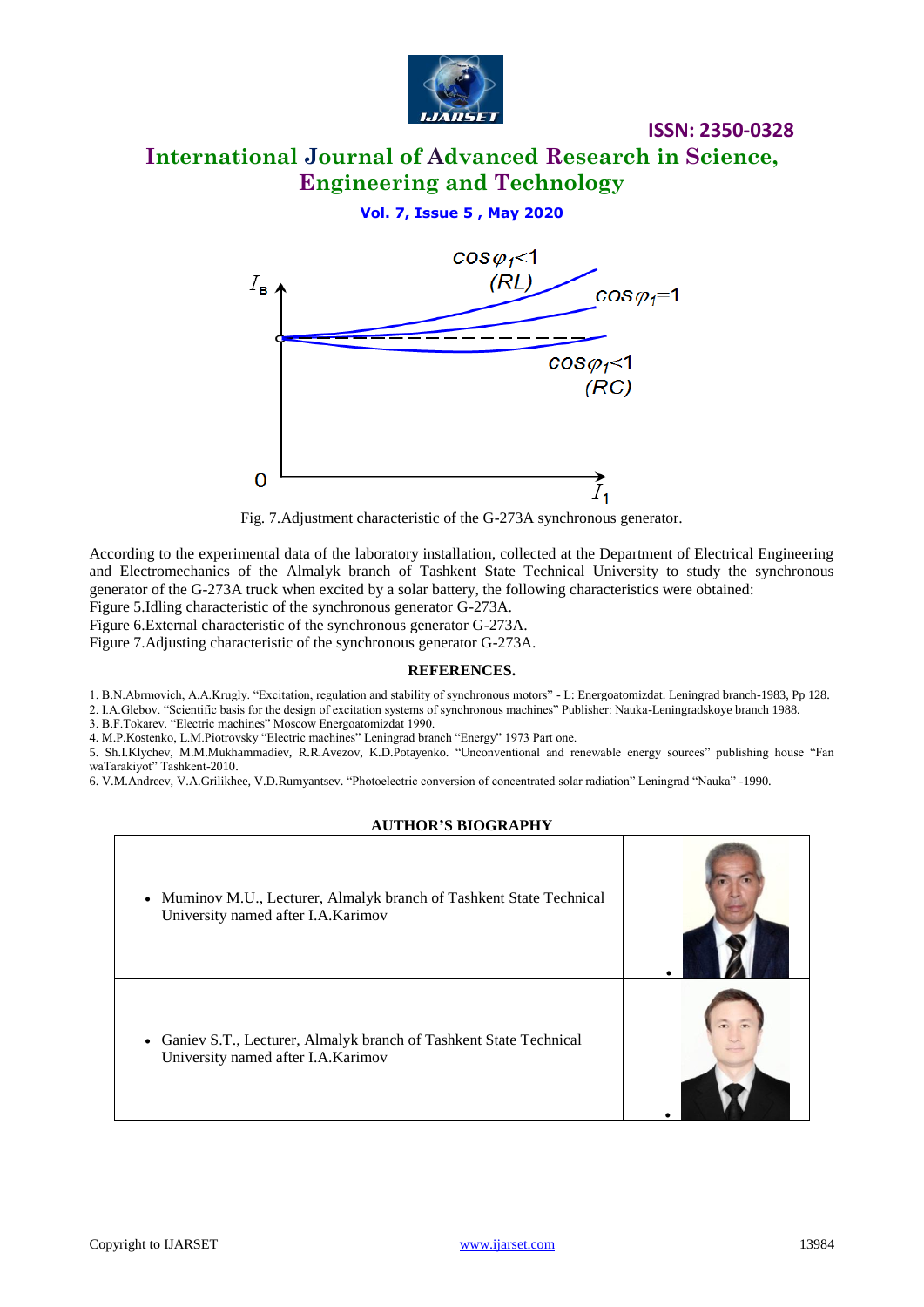Fig. 7.Adjustment characteristic of the G-273A synchronous generator.

According to the experimental data of the laboratory installation, collected at the Department of Electrical Engineering and Electromechanics of the Almalyk branch of Tashkent State Technical University to study the synchronous generator of the G-273A truck when excited by a solar battery, the following characteristics were obtained:
Figure 5.Idling characteristic of the synchronous generator G-273A.
Figure 6.External characteristic of the synchronous generator G-273A.
Figure 7.Adjusting characteristic of the synchronous generator G-273A.

## REFERENCES.

1. B.N.Abrmovich, A.A.Krugly. "Excitation, regulation and stability of synchronous motors" - L: Energoatomizdat. Leningrad branch-1983, Pp 128.
2. I.A.Glebov. "Scientific basis for the design of excitation systems of synchronous machines" Publisher: Nauka-Leningradskoye branch 1988.
3. B.F.Tokarev. "Electric machines" Moscow Energoatomizdat 1990.
4. M.P.Kostenko, L.M.Piotrovsky "Electric machines" Leningrad branch "Energy" 1973 Part one.
5. Sh.I.Klychev, M.M.Mukhammadiev, R.R.Avezov, K.D.Potayenko. "Unconventional and renewable energy sources" publishing house "Fan waTarakiyot" Tashkent-2010.
6. V.M.Andreev, V.A.Grilikhee, V.D.Rumyantsev. "Photoelectric conversion of concentrated solar radiation" Leningrad "Nauka" -1990.

## AUTHOR'S BIOGRAPHY

| | |
|---|---|
| • Muminov M.U., Lecturer, Almalyk branch of Tashkent State Technical University named after I.A.Karimov | • |
| • Ganiev S.T., Lecturer, Almalyk branch of Tashkent State Technical University named after I.A.Karimov | • |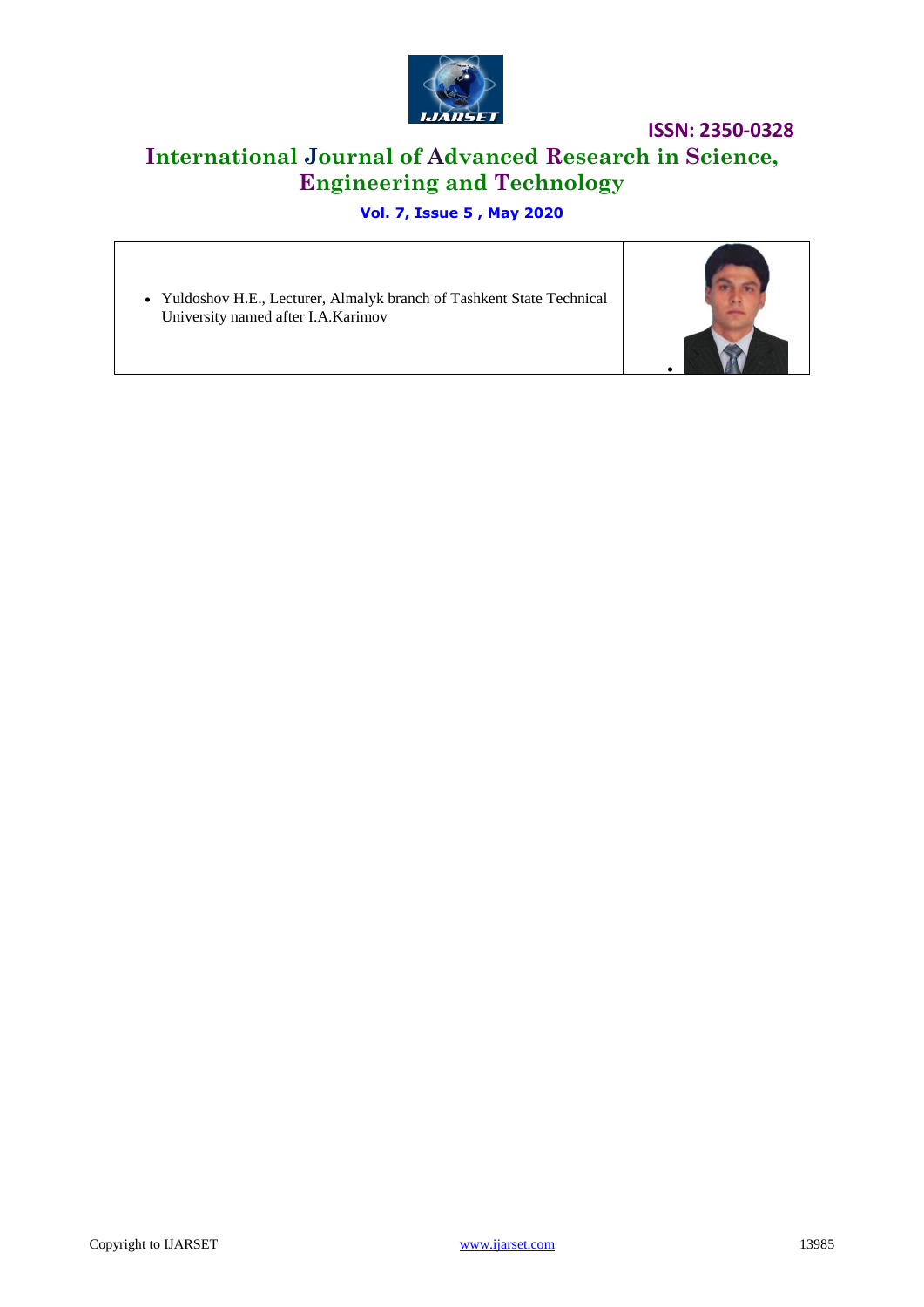- Yuldoshov H.E., Lecturer, Almalyk branch of Tashkent State Technical University named after I.A.Karimov